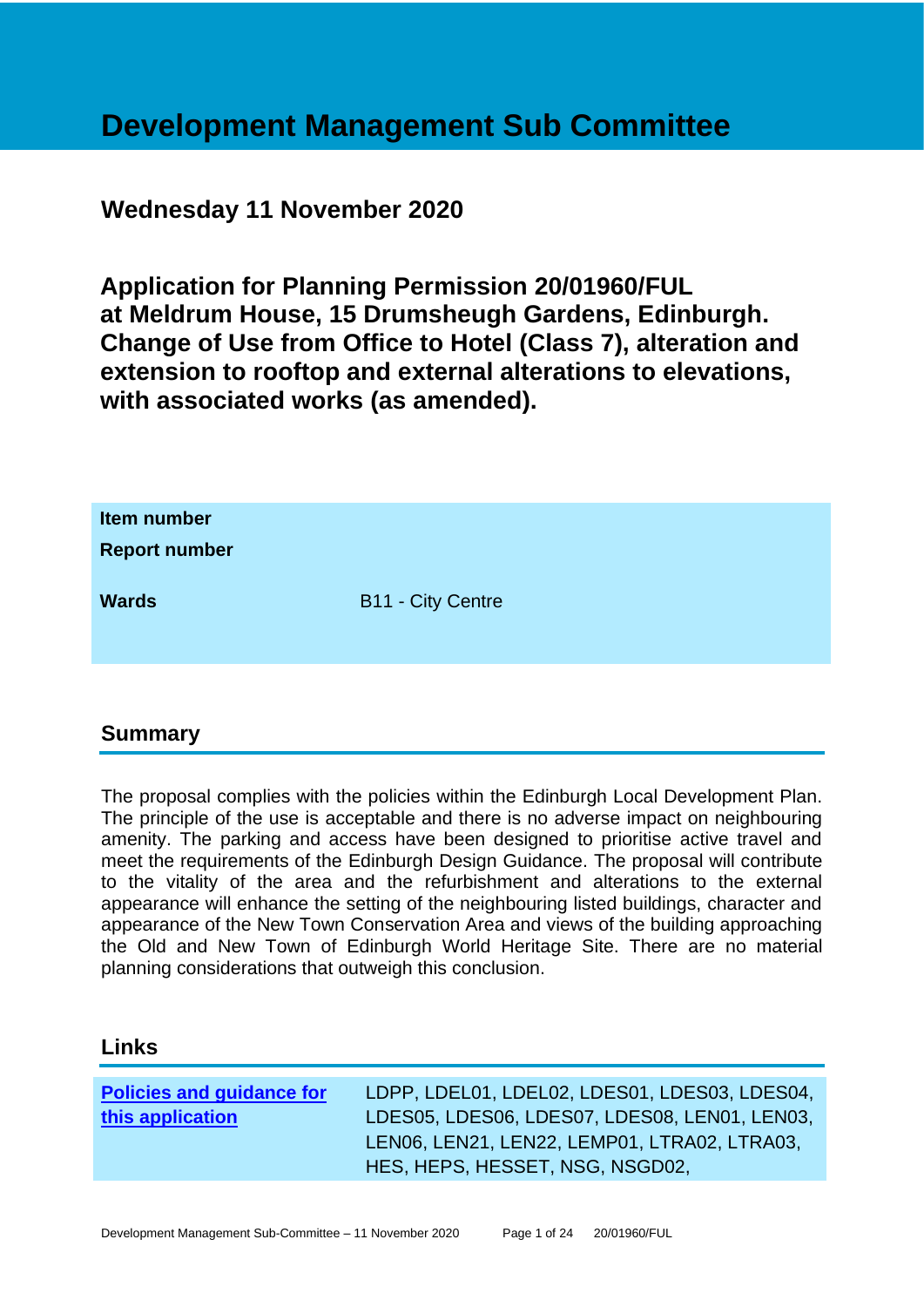# Development Management Sub Committee

## Wednesday 11 November 2020

## Application for Planning Permission 20/01960/FUL at Meldrum House, 15 Drumsheugh Gardens, Edinburgh. Change of Use from Office to Hotel (Class 7), alteration and extension to rooftop and external alterations to elevations, with associated works (as amended).

| | |
|---|---|
| **Item number** | |
| **Report number** | |
| **Wards** | B11 - City Centre |

## Summary

The proposal complies with the policies within the Edinburgh Local Development Plan. The principle of the use is acceptable and there is no adverse impact on neighbouring amenity. The parking and access have been designed to prioritise active travel and meet the requirements of the Edinburgh Design Guidance. The proposal will contribute to the vitality of the area and the refurbishment and alterations to the external appearance will enhance the setting of the neighbouring listed buildings, character and appearance of the New Town Conservation Area and views of the building approaching the Old and New Town of Edinburgh World Heritage Site. There are no material planning considerations that outweigh this conclusion.

## Links

| | |
|---|---|
| **Policies and guidance for this application** | LDPP, LDEL01, LDEL02, LDES01, LDES03, LDES04, LDES05, LDES06, LDES07, LDES08, LEN01, LEN03, LEN06, LEN21, LEN22, LEMP01, LTRA02, LTRA03, HES, HEPS, HESSET, NSG, NSGD02, |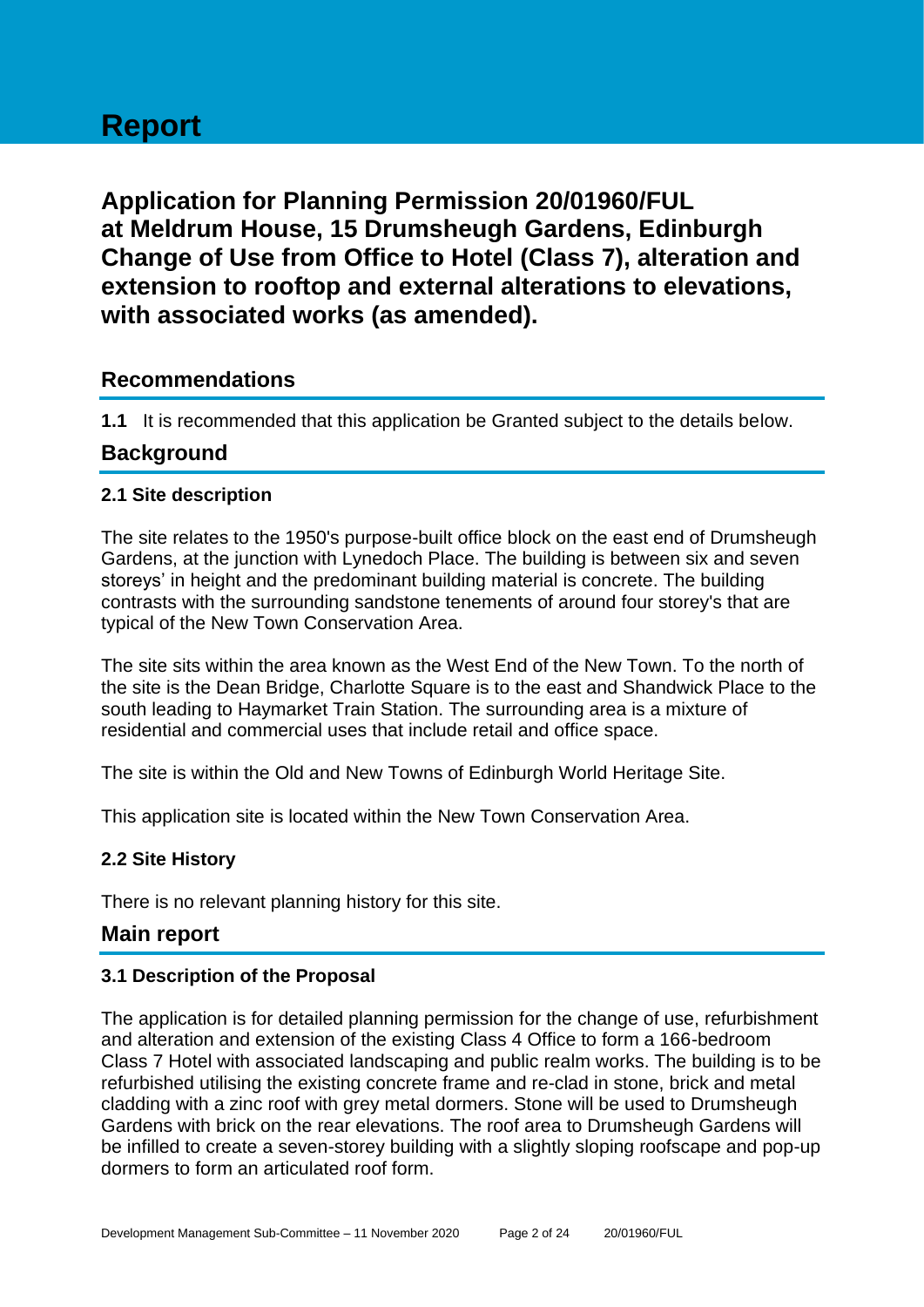# Report

## Application for Planning Permission 20/01960/FUL at Meldrum House, 15 Drumsheugh Gardens, Edinburgh Change of Use from Office to Hotel (Class 7), alteration and extension to rooftop and external alterations to elevations, with associated works (as amended).

## Recommendations

**1.1** It is recommended that this application be Granted subject to the details below.

## Background

### 2.1 Site description

The site relates to the 1950's purpose-built office block on the east end of Drumsheugh Gardens, at the junction with Lynedoch Place. The building is between six and seven storeys' in height and the predominant building material is concrete. The building contrasts with the surrounding sandstone tenements of around four storey's that are typical of the New Town Conservation Area.

The site sits within the area known as the West End of the New Town. To the north of the site is the Dean Bridge, Charlotte Square is to the east and Shandwick Place to the south leading to Haymarket Train Station. The surrounding area is a mixture of residential and commercial uses that include retail and office space.

The site is within the Old and New Towns of Edinburgh World Heritage Site.

This application site is located within the New Town Conservation Area.

### 2.2 Site History

There is no relevant planning history for this site.

## Main report

### 3.1 Description of the Proposal

The application is for detailed planning permission for the change of use, refurbishment and alteration and extension of the existing Class 4 Office to form a 166-bedroom Class 7 Hotel with associated landscaping and public realm works. The building is to be refurbished utilising the existing concrete frame and re-clad in stone, brick and metal cladding with a zinc roof with grey metal dormers. Stone will be used to Drumsheugh Gardens with brick on the rear elevations. The roof area to Drumsheugh Gardens will be infilled to create a seven-storey building with a slightly sloping roofscape and pop-up dormers to form an articulated roof form.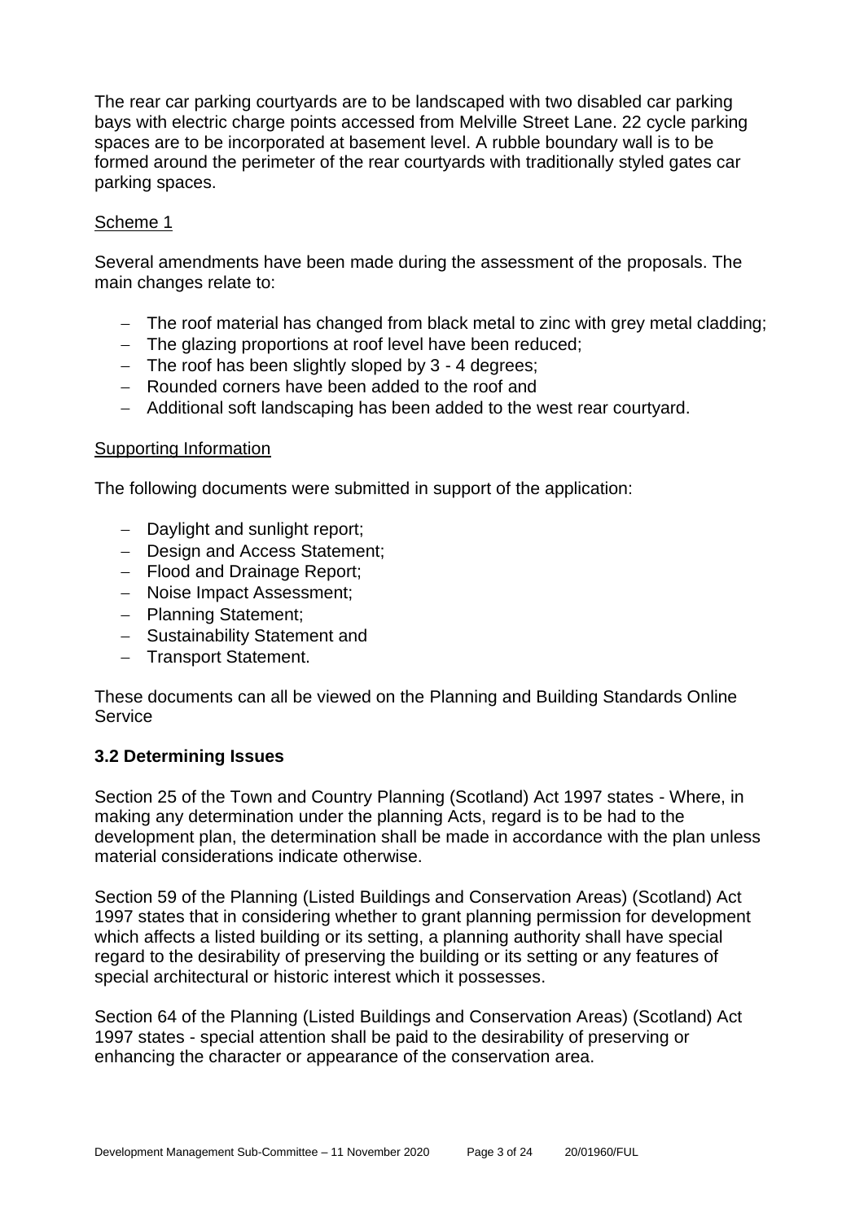The rear car parking courtyards are to be landscaped with two disabled car parking bays with electric charge points accessed from Melville Street Lane. 22 cycle parking spaces are to be incorporated at basement level. A rubble boundary wall is to be formed around the perimeter of the rear courtyards with traditionally styled gates car parking spaces.

Scheme 1

Several amendments have been made during the assessment of the proposals. The main changes relate to:

- The roof material has changed from black metal to zinc with grey metal cladding;
- The glazing proportions at roof level have been reduced;
- The roof has been slightly sloped by 3 - 4 degrees;
- Rounded corners have been added to the roof and
- Additional soft landscaping has been added to the west rear courtyard.

Supporting Information

The following documents were submitted in support of the application:

- Daylight and sunlight report;
- Design and Access Statement;
- Flood and Drainage Report;
- Noise Impact Assessment;
- Planning Statement;
- Sustainability Statement and
- Transport Statement.

These documents can all be viewed on the Planning and Building Standards Online Service

### 3.2 Determining Issues

Section 25 of the Town and Country Planning (Scotland) Act 1997 states - Where, in making any determination under the planning Acts, regard is to be had to the development plan, the determination shall be made in accordance with the plan unless material considerations indicate otherwise.

Section 59 of the Planning (Listed Buildings and Conservation Areas) (Scotland) Act 1997 states that in considering whether to grant planning permission for development which affects a listed building or its setting, a planning authority shall have special regard to the desirability of preserving the building or its setting or any features of special architectural or historic interest which it possesses.

Section 64 of the Planning (Listed Buildings and Conservation Areas) (Scotland) Act 1997 states - special attention shall be paid to the desirability of preserving or enhancing the character or appearance of the conservation area.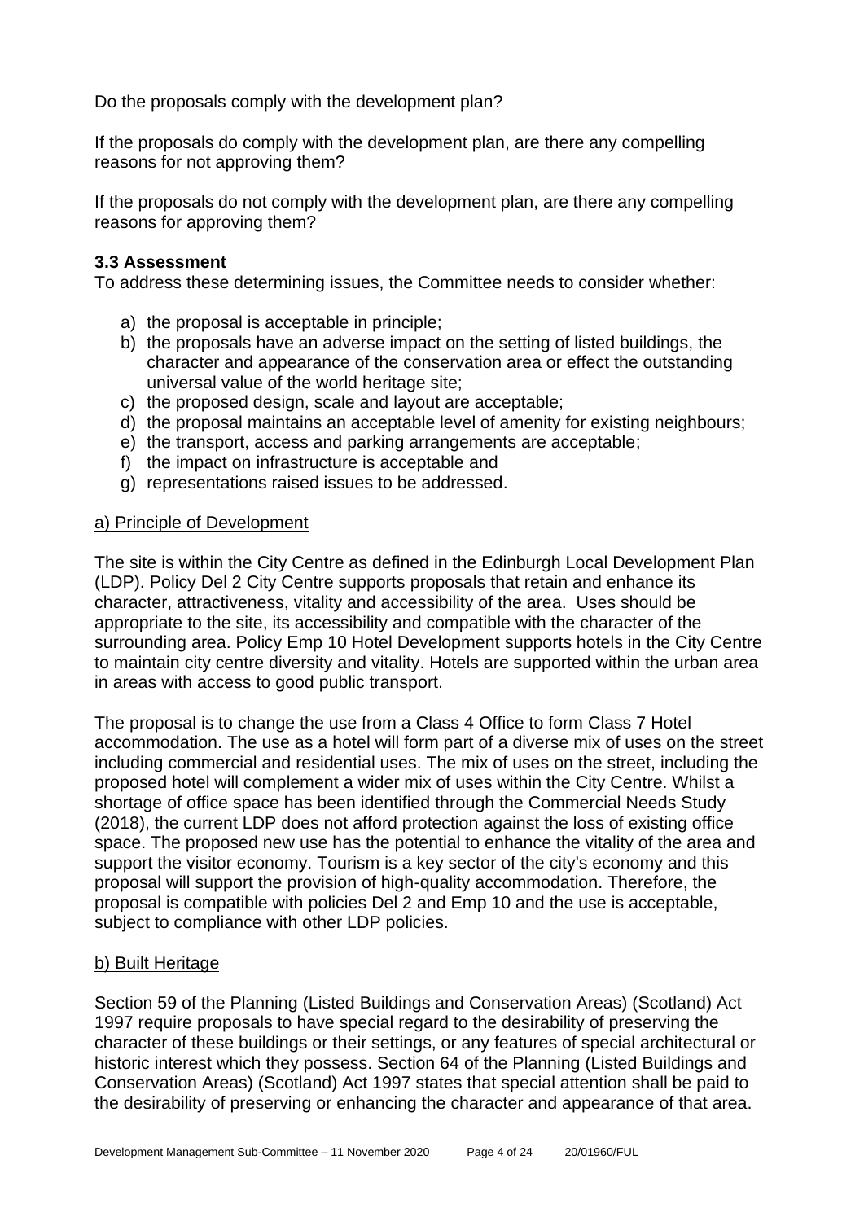Do the proposals comply with the development plan?

If the proposals do comply with the development plan, are there any compelling reasons for not approving them?

If the proposals do not comply with the development plan, are there any compelling reasons for approving them?

### 3.3 Assessment

To address these determining issues, the Committee needs to consider whether:

a) the proposal is acceptable in principle;
b) the proposals have an adverse impact on the setting of listed buildings, the character and appearance of the conservation area or effect the outstanding universal value of the world heritage site;
c) the proposed design, scale and layout are acceptable;
d) the proposal maintains an acceptable level of amenity for existing neighbours;
e) the transport, access and parking arrangements are acceptable;
f) the impact on infrastructure is acceptable and
g) representations raised issues to be addressed.

<u>a) Principle of Development</u>

The site is within the City Centre as defined in the Edinburgh Local Development Plan (LDP). Policy Del 2 City Centre supports proposals that retain and enhance its character, attractiveness, vitality and accessibility of the area. Uses should be appropriate to the site, its accessibility and compatible with the character of the surrounding area. Policy Emp 10 Hotel Development supports hotels in the City Centre to maintain city centre diversity and vitality. Hotels are supported within the urban area in areas with access to good public transport.

The proposal is to change the use from a Class 4 Office to form Class 7 Hotel accommodation. The use as a hotel will form part of a diverse mix of uses on the street including commercial and residential uses. The mix of uses on the street, including the proposed hotel will complement a wider mix of uses within the City Centre. Whilst a shortage of office space has been identified through the Commercial Needs Study (2018), the current LDP does not afford protection against the loss of existing office space. The proposed new use has the potential to enhance the vitality of the area and support the visitor economy. Tourism is a key sector of the city's economy and this proposal will support the provision of high-quality accommodation. Therefore, the proposal is compatible with policies Del 2 and Emp 10 and the use is acceptable, subject to compliance with other LDP policies.

<u>b) Built Heritage</u>

Section 59 of the Planning (Listed Buildings and Conservation Areas) (Scotland) Act 1997 require proposals to have special regard to the desirability of preserving the character of these buildings or their settings, or any features of special architectural or historic interest which they possess. Section 64 of the Planning (Listed Buildings and Conservation Areas) (Scotland) Act 1997 states that special attention shall be paid to the desirability of preserving or enhancing the character and appearance of that area.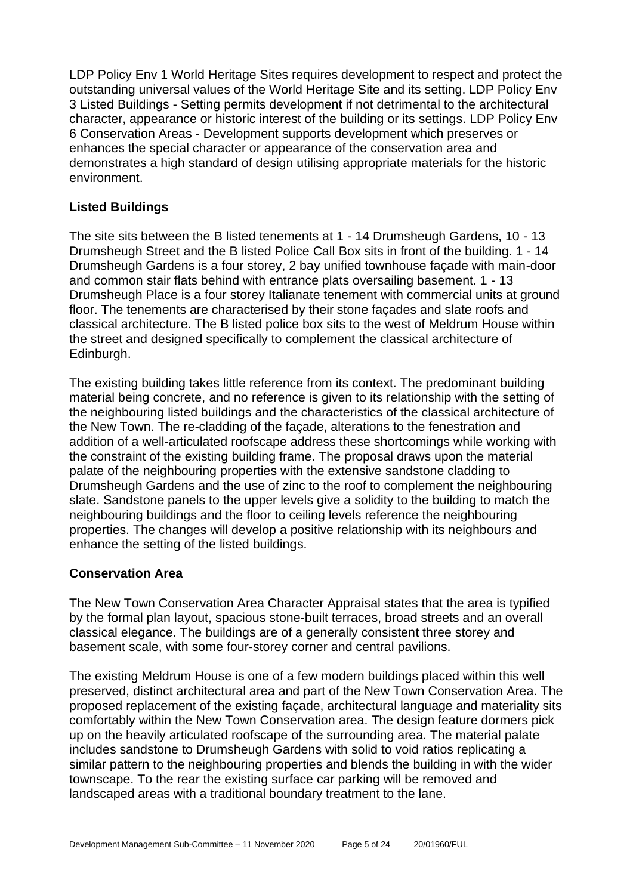LDP Policy Env 1 World Heritage Sites requires development to respect and protect the outstanding universal values of the World Heritage Site and its setting. LDP Policy Env 3 Listed Buildings - Setting permits development if not detrimental to the architectural character, appearance or historic interest of the building or its settings. LDP Policy Env 6 Conservation Areas - Development supports development which preserves or enhances the special character or appearance of the conservation area and demonstrates a high standard of design utilising appropriate materials for the historic environment.

**Listed Buildings**

The site sits between the B listed tenements at 1 - 14 Drumsheugh Gardens, 10 - 13 Drumsheugh Street and the B listed Police Call Box sits in front of the building. 1 - 14 Drumsheugh Gardens is a four storey, 2 bay unified townhouse façade with main-door and common stair flats behind with entrance plats oversailing basement. 1 - 13 Drumsheugh Place is a four storey Italianate tenement with commercial units at ground floor. The tenements are characterised by their stone façades and slate roofs and classical architecture. The B listed police box sits to the west of Meldrum House within the street and designed specifically to complement the classical architecture of Edinburgh.

The existing building takes little reference from its context. The predominant building material being concrete, and no reference is given to its relationship with the setting of the neighbouring listed buildings and the characteristics of the classical architecture of the New Town. The re-cladding of the façade, alterations to the fenestration and addition of a well-articulated roofscape address these shortcomings while working with the constraint of the existing building frame. The proposal draws upon the material palate of the neighbouring properties with the extensive sandstone cladding to Drumsheugh Gardens and the use of zinc to the roof to complement the neighbouring slate. Sandstone panels to the upper levels give a solidity to the building to match the neighbouring buildings and the floor to ceiling levels reference the neighbouring properties. The changes will develop a positive relationship with its neighbours and enhance the setting of the listed buildings.

**Conservation Area**

The New Town Conservation Area Character Appraisal states that the area is typified by the formal plan layout, spacious stone-built terraces, broad streets and an overall classical elegance. The buildings are of a generally consistent three storey and basement scale, with some four-storey corner and central pavilions.

The existing Meldrum House is one of a few modern buildings placed within this well preserved, distinct architectural area and part of the New Town Conservation Area. The proposed replacement of the existing façade, architectural language and materiality sits comfortably within the New Town Conservation area. The design feature dormers pick up on the heavily articulated roofscape of the surrounding area. The material palate includes sandstone to Drumsheugh Gardens with solid to void ratios replicating a similar pattern to the neighbouring properties and blends the building in with the wider townscape. To the rear the existing surface car parking will be removed and landscaped areas with a traditional boundary treatment to the lane.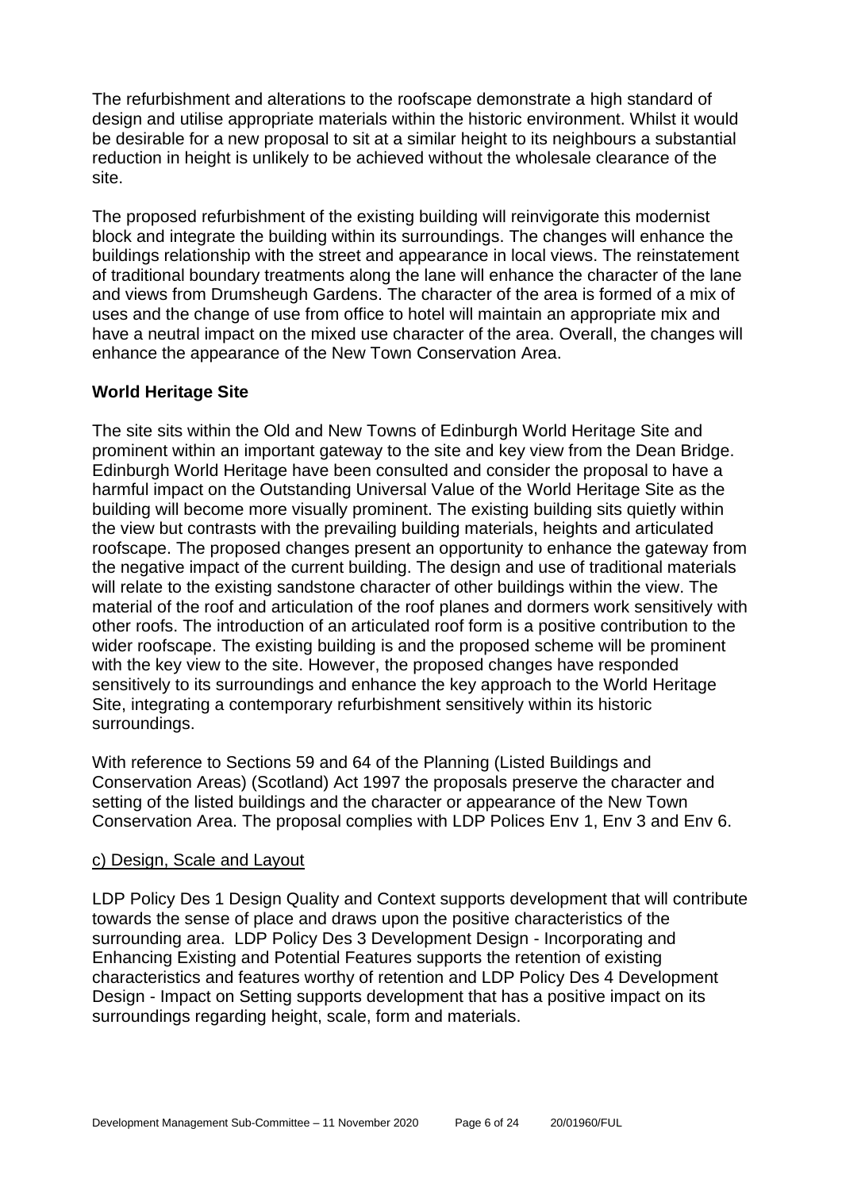The refurbishment and alterations to the roofscape demonstrate a high standard of design and utilise appropriate materials within the historic environment. Whilst it would be desirable for a new proposal to sit at a similar height to its neighbours a substantial reduction in height is unlikely to be achieved without the wholesale clearance of the site.

The proposed refurbishment of the existing building will reinvigorate this modernist block and integrate the building within its surroundings. The changes will enhance the buildings relationship with the street and appearance in local views. The reinstatement of traditional boundary treatments along the lane will enhance the character of the lane and views from Drumsheugh Gardens. The character of the area is formed of a mix of uses and the change of use from office to hotel will maintain an appropriate mix and have a neutral impact on the mixed use character of the area. Overall, the changes will enhance the appearance of the New Town Conservation Area.

**World Heritage Site**

The site sits within the Old and New Towns of Edinburgh World Heritage Site and prominent within an important gateway to the site and key view from the Dean Bridge. Edinburgh World Heritage have been consulted and consider the proposal to have a harmful impact on the Outstanding Universal Value of the World Heritage Site as the building will become more visually prominent. The existing building sits quietly within the view but contrasts with the prevailing building materials, heights and articulated roofscape. The proposed changes present an opportunity to enhance the gateway from the negative impact of the current building. The design and use of traditional materials will relate to the existing sandstone character of other buildings within the view. The material of the roof and articulation of the roof planes and dormers work sensitively with other roofs. The introduction of an articulated roof form is a positive contribution to the wider roofscape. The existing building is and the proposed scheme will be prominent with the key view to the site. However, the proposed changes have responded sensitively to its surroundings and enhance the key approach to the World Heritage Site, integrating a contemporary refurbishment sensitively within its historic surroundings.

With reference to Sections 59 and 64 of the Planning (Listed Buildings and Conservation Areas) (Scotland) Act 1997 the proposals preserve the character and setting of the listed buildings and the character or appearance of the New Town Conservation Area. The proposal complies with LDP Polices Env 1, Env 3 and Env 6.

c) Design, Scale and Layout

LDP Policy Des 1 Design Quality and Context supports development that will contribute towards the sense of place and draws upon the positive characteristics of the surrounding area. LDP Policy Des 3 Development Design - Incorporating and Enhancing Existing and Potential Features supports the retention of existing characteristics and features worthy of retention and LDP Policy Des 4 Development Design - Impact on Setting supports development that has a positive impact on its surroundings regarding height, scale, form and materials.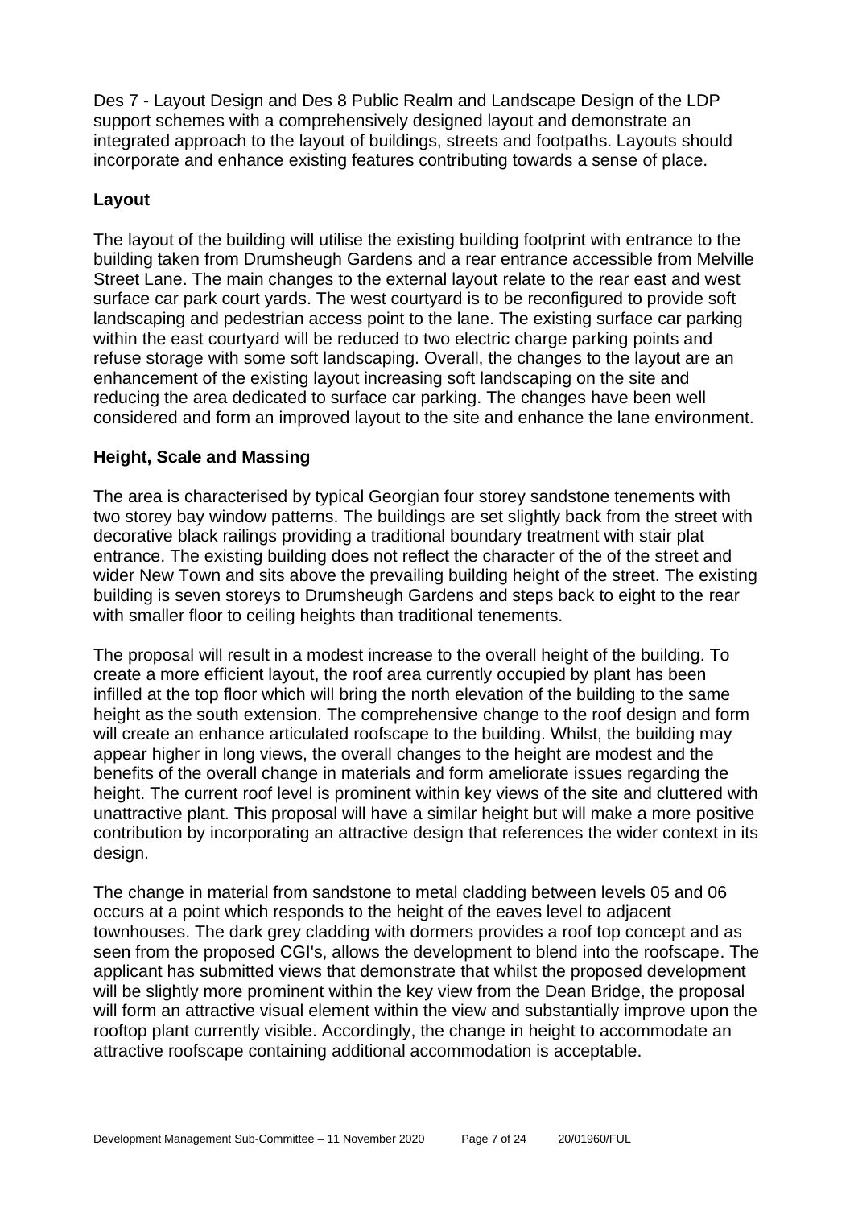Des 7 - Layout Design and Des 8 Public Realm and Landscape Design of the LDP support schemes with a comprehensively designed layout and demonstrate an integrated approach to the layout of buildings, streets and footpaths. Layouts should incorporate and enhance existing features contributing towards a sense of place.

## Layout

The layout of the building will utilise the existing building footprint with entrance to the building taken from Drumsheugh Gardens and a rear entrance accessible from Melville Street Lane. The main changes to the external layout relate to the rear east and west surface car park court yards. The west courtyard is to be reconfigured to provide soft landscaping and pedestrian access point to the lane. The existing surface car parking within the east courtyard will be reduced to two electric charge parking points and refuse storage with some soft landscaping. Overall, the changes to the layout are an enhancement of the existing layout increasing soft landscaping on the site and reducing the area dedicated to surface car parking. The changes have been well considered and form an improved layout to the site and enhance the lane environment.

## Height, Scale and Massing

The area is characterised by typical Georgian four storey sandstone tenements with two storey bay window patterns. The buildings are set slightly back from the street with decorative black railings providing a traditional boundary treatment with stair plat entrance. The existing building does not reflect the character of the of the street and wider New Town and sits above the prevailing building height of the street. The existing building is seven storeys to Drumsheugh Gardens and steps back to eight to the rear with smaller floor to ceiling heights than traditional tenements.

The proposal will result in a modest increase to the overall height of the building. To create a more efficient layout, the roof area currently occupied by plant has been infilled at the top floor which will bring the north elevation of the building to the same height as the south extension. The comprehensive change to the roof design and form will create an enhance articulated roofscape to the building. Whilst, the building may appear higher in long views, the overall changes to the height are modest and the benefits of the overall change in materials and form ameliorate issues regarding the height. The current roof level is prominent within key views of the site and cluttered with unattractive plant. This proposal will have a similar height but will make a more positive contribution by incorporating an attractive design that references the wider context in its design.

The change in material from sandstone to metal cladding between levels 05 and 06 occurs at a point which responds to the height of the eaves level to adjacent townhouses. The dark grey cladding with dormers provides a roof top concept and as seen from the proposed CGI's, allows the development to blend into the roofscape. The applicant has submitted views that demonstrate that whilst the proposed development will be slightly more prominent within the key view from the Dean Bridge, the proposal will form an attractive visual element within the view and substantially improve upon the rooftop plant currently visible. Accordingly, the change in height to accommodate an attractive roofscape containing additional accommodation is acceptable.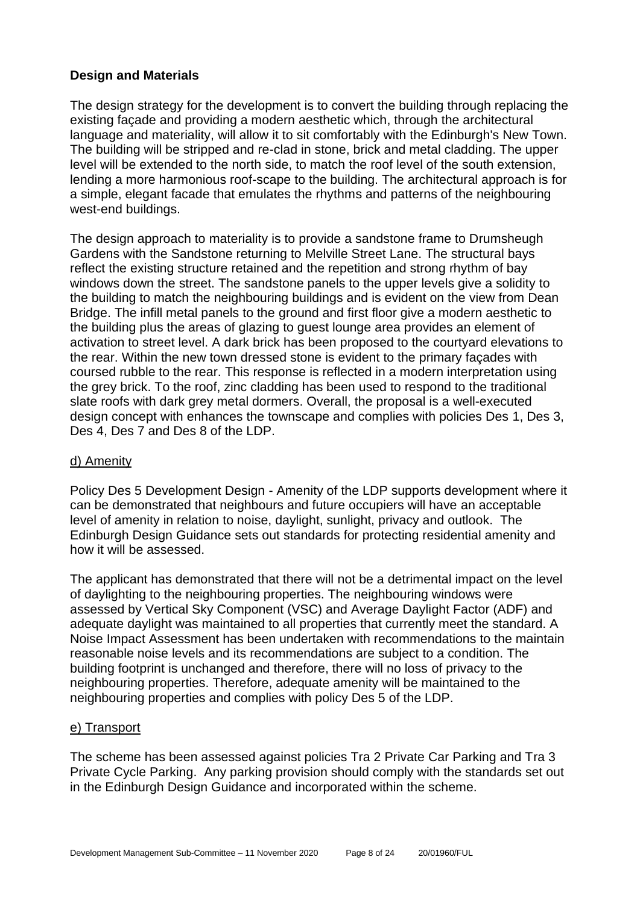**Design and Materials**

The design strategy for the development is to convert the building through replacing the existing façade and providing a modern aesthetic which, through the architectural language and materiality, will allow it to sit comfortably with the Edinburgh's New Town. The building will be stripped and re-clad in stone, brick and metal cladding. The upper level will be extended to the north side, to match the roof level of the south extension, lending a more harmonious roof-scape to the building. The architectural approach is for a simple, elegant facade that emulates the rhythms and patterns of the neighbouring west-end buildings.

The design approach to materiality is to provide a sandstone frame to Drumsheugh Gardens with the Sandstone returning to Melville Street Lane. The structural bays reflect the existing structure retained and the repetition and strong rhythm of bay windows down the street. The sandstone panels to the upper levels give a solidity to the building to match the neighbouring buildings and is evident on the view from Dean Bridge. The infill metal panels to the ground and first floor give a modern aesthetic to the building plus the areas of glazing to guest lounge area provides an element of activation to street level. A dark brick has been proposed to the courtyard elevations to the rear. Within the new town dressed stone is evident to the primary façades with coursed rubble to the rear. This response is reflected in a modern interpretation using the grey brick. To the roof, zinc cladding has been used to respond to the traditional slate roofs with dark grey metal dormers. Overall, the proposal is a well-executed design concept with enhances the townscape and complies with policies Des 1, Des 3, Des 4, Des 7 and Des 8 of the LDP.

d) Amenity

Policy Des 5 Development Design - Amenity of the LDP supports development where it can be demonstrated that neighbours and future occupiers will have an acceptable level of amenity in relation to noise, daylight, sunlight, privacy and outlook. The Edinburgh Design Guidance sets out standards for protecting residential amenity and how it will be assessed.

The applicant has demonstrated that there will not be a detrimental impact on the level of daylighting to the neighbouring properties. The neighbouring windows were assessed by Vertical Sky Component (VSC) and Average Daylight Factor (ADF) and adequate daylight was maintained to all properties that currently meet the standard. A Noise Impact Assessment has been undertaken with recommendations to the maintain reasonable noise levels and its recommendations are subject to a condition. The building footprint is unchanged and therefore, there will no loss of privacy to the neighbouring properties. Therefore, adequate amenity will be maintained to the neighbouring properties and complies with policy Des 5 of the LDP.

e) Transport

The scheme has been assessed against policies Tra 2 Private Car Parking and Tra 3 Private Cycle Parking. Any parking provision should comply with the standards set out in the Edinburgh Design Guidance and incorporated within the scheme.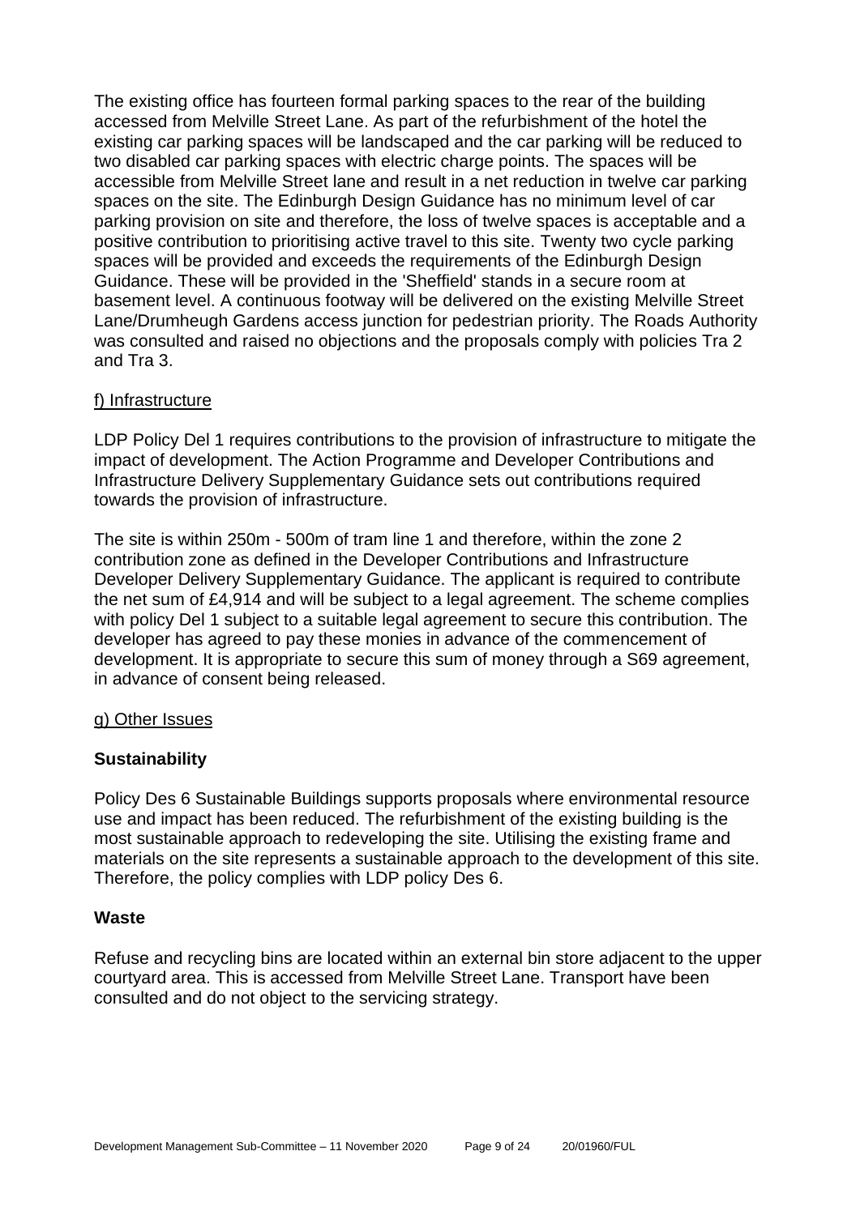The existing office has fourteen formal parking spaces to the rear of the building accessed from Melville Street Lane. As part of the refurbishment of the hotel the existing car parking spaces will be landscaped and the car parking will be reduced to two disabled car parking spaces with electric charge points. The spaces will be accessible from Melville Street lane and result in a net reduction in twelve car parking spaces on the site. The Edinburgh Design Guidance has no minimum level of car parking provision on site and therefore, the loss of twelve spaces is acceptable and a positive contribution to prioritising active travel to this site. Twenty two cycle parking spaces will be provided and exceeds the requirements of the Edinburgh Design Guidance. These will be provided in the 'Sheffield' stands in a secure room at basement level. A continuous footway will be delivered on the existing Melville Street Lane/Drumheugh Gardens access junction for pedestrian priority. The Roads Authority was consulted and raised no objections and the proposals comply with policies Tra 2 and Tra 3.

f) Infrastructure

LDP Policy Del 1 requires contributions to the provision of infrastructure to mitigate the impact of development. The Action Programme and Developer Contributions and Infrastructure Delivery Supplementary Guidance sets out contributions required towards the provision of infrastructure.

The site is within 250m - 500m of tram line 1 and therefore, within the zone 2 contribution zone as defined in the Developer Contributions and Infrastructure Developer Delivery Supplementary Guidance. The applicant is required to contribute the net sum of £4,914 and will be subject to a legal agreement. The scheme complies with policy Del 1 subject to a suitable legal agreement to secure this contribution. The developer has agreed to pay these monies in advance of the commencement of development. It is appropriate to secure this sum of money through a S69 agreement, in advance of consent being released.

g) Other Issues

**Sustainability**

Policy Des 6 Sustainable Buildings supports proposals where environmental resource use and impact has been reduced. The refurbishment of the existing building is the most sustainable approach to redeveloping the site. Utilising the existing frame and materials on the site represents a sustainable approach to the development of this site. Therefore, the policy complies with LDP policy Des 6.

**Waste**

Refuse and recycling bins are located within an external bin store adjacent to the upper courtyard area. This is accessed from Melville Street Lane. Transport have been consulted and do not object to the servicing strategy.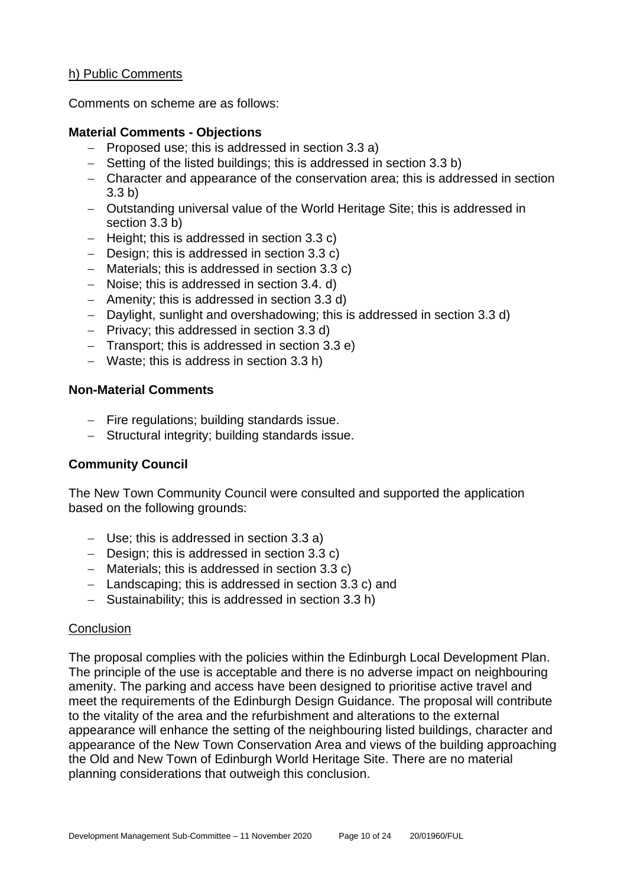h) Public Comments

Comments on scheme are as follows:

**Material Comments - Objections**

- Proposed use; this is addressed in section 3.3 a)
- Setting of the listed buildings; this is addressed in section 3.3 b)
- Character and appearance of the conservation area; this is addressed in section 3.3 b)
- Outstanding universal value of the World Heritage Site; this is addressed in section 3.3 b)
- Height; this is addressed in section 3.3 c)
- Design; this is addressed in section 3.3 c)
- Materials; this is addressed in section 3.3 c)
- Noise; this is addressed in section 3.4. d)
- Amenity; this is addressed in section 3.3 d)
- Daylight, sunlight and overshadowing; this is addressed in section 3.3 d)
- Privacy; this addressed in section 3.3 d)
- Transport; this is addressed in section 3.3 e)
- Waste; this is address in section 3.3 h)

**Non-Material Comments**

- Fire regulations; building standards issue.
- Structural integrity; building standards issue.

**Community Council**

The New Town Community Council were consulted and supported the application based on the following grounds:

- Use; this is addressed in section 3.3 a)
- Design; this is addressed in section 3.3 c)
- Materials; this is addressed in section 3.3 c)
- Landscaping; this is addressed in section 3.3 c) and
- Sustainability; this is addressed in section 3.3 h)

Conclusion

The proposal complies with the policies within the Edinburgh Local Development Plan. The principle of the use is acceptable and there is no adverse impact on neighbouring amenity. The parking and access have been designed to prioritise active travel and meet the requirements of the Edinburgh Design Guidance. The proposal will contribute to the vitality of the area and the refurbishment and alterations to the external appearance will enhance the setting of the neighbouring listed buildings, character and appearance of the New Town Conservation Area and views of the building approaching the Old and New Town of Edinburgh World Heritage Site. There are no material planning considerations that outweigh this conclusion.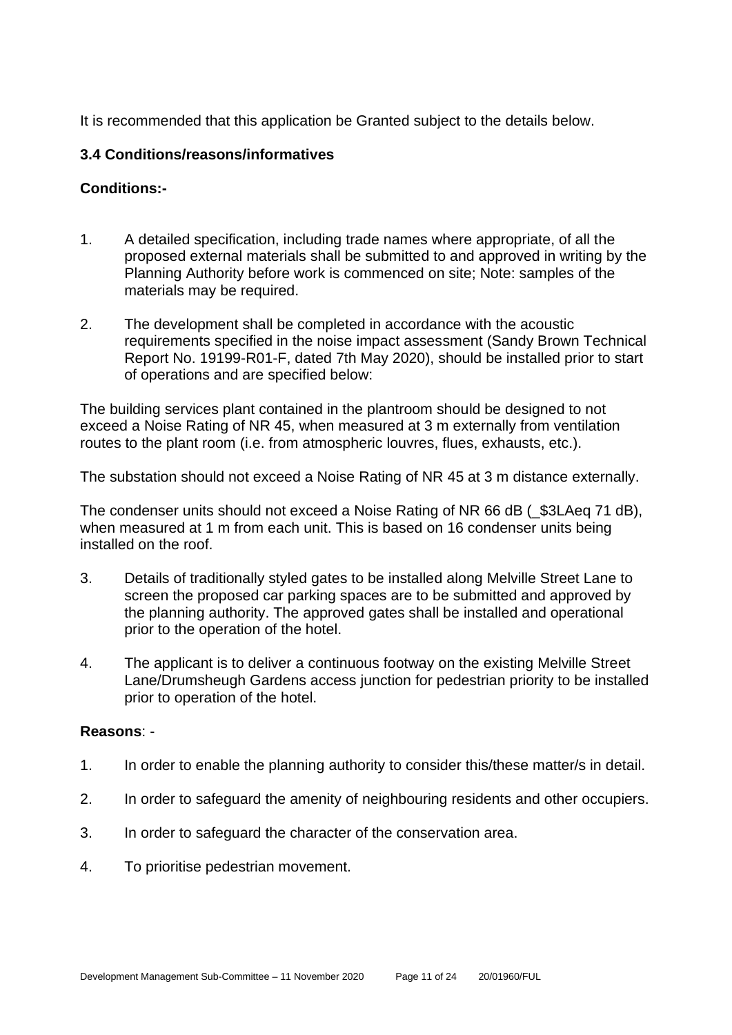It is recommended that this application be Granted subject to the details below.

### 3.4 Conditions/reasons/informatives

**Conditions:-**

1. A detailed specification, including trade names where appropriate, of all the proposed external materials shall be submitted to and approved in writing by the Planning Authority before work is commenced on site; Note: samples of the materials may be required.

2. The development shall be completed in accordance with the acoustic requirements specified in the noise impact assessment (Sandy Brown Technical Report No. 19199-R01-F, dated 7th May 2020), should be installed prior to start of operations and are specified below:

The building services plant contained in the plantroom should be designed to not exceed a Noise Rating of NR 45, when measured at 3 m externally from ventilation routes to the plant room (i.e. from atmospheric louvres, flues, exhausts, etc.).

The substation should not exceed a Noise Rating of NR 45 at 3 m distance externally.

The condenser units should not exceed a Noise Rating of NR 66 dB (_$3LAeq 71 dB), when measured at 1 m from each unit. This is based on 16 condenser units being installed on the roof.

3. Details of traditionally styled gates to be installed along Melville Street Lane to screen the proposed car parking spaces are to be submitted and approved by the planning authority. The approved gates shall be installed and operational prior to the operation of the hotel.

4. The applicant is to deliver a continuous footway on the existing Melville Street Lane/Drumsheugh Gardens access junction for pedestrian priority to be installed prior to operation of the hotel.

**Reasons**: -

1. In order to enable the planning authority to consider this/these matter/s in detail.

2. In order to safeguard the amenity of neighbouring residents and other occupiers.

3. In order to safeguard the character of the conservation area.

4. To prioritise pedestrian movement.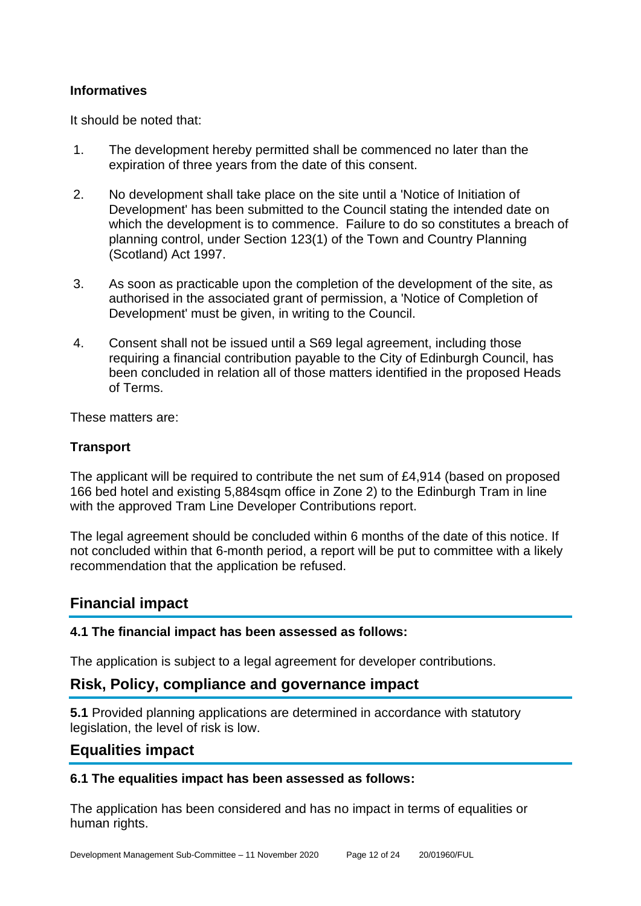**Informatives**

It should be noted that:

1. The development hereby permitted shall be commenced no later than the expiration of three years from the date of this consent.

2. No development shall take place on the site until a 'Notice of Initiation of Development' has been submitted to the Council stating the intended date on which the development is to commence. Failure to do so constitutes a breach of planning control, under Section 123(1) of the Town and Country Planning (Scotland) Act 1997.

3. As soon as practicable upon the completion of the development of the site, as authorised in the associated grant of permission, a 'Notice of Completion of Development' must be given, in writing to the Council.

4. Consent shall not be issued until a S69 legal agreement, including those requiring a financial contribution payable to the City of Edinburgh Council, has been concluded in relation all of those matters identified in the proposed Heads of Terms.

These matters are:

**Transport**

The applicant will be required to contribute the net sum of £4,914 (based on proposed 166 bed hotel and existing 5,884sqm office in Zone 2) to the Edinburgh Tram in line with the approved Tram Line Developer Contributions report.

The legal agreement should be concluded within 6 months of the date of this notice. If not concluded within that 6-month period, a report will be put to committee with a likely recommendation that the application be refused.

## Financial impact

**4.1 The financial impact has been assessed as follows:**

The application is subject to a legal agreement for developer contributions.

## Risk, Policy, compliance and governance impact

**5.1** Provided planning applications are determined in accordance with statutory legislation, the level of risk is low.

## Equalities impact

**6.1 The equalities impact has been assessed as follows:**

The application has been considered and has no impact in terms of equalities or human rights.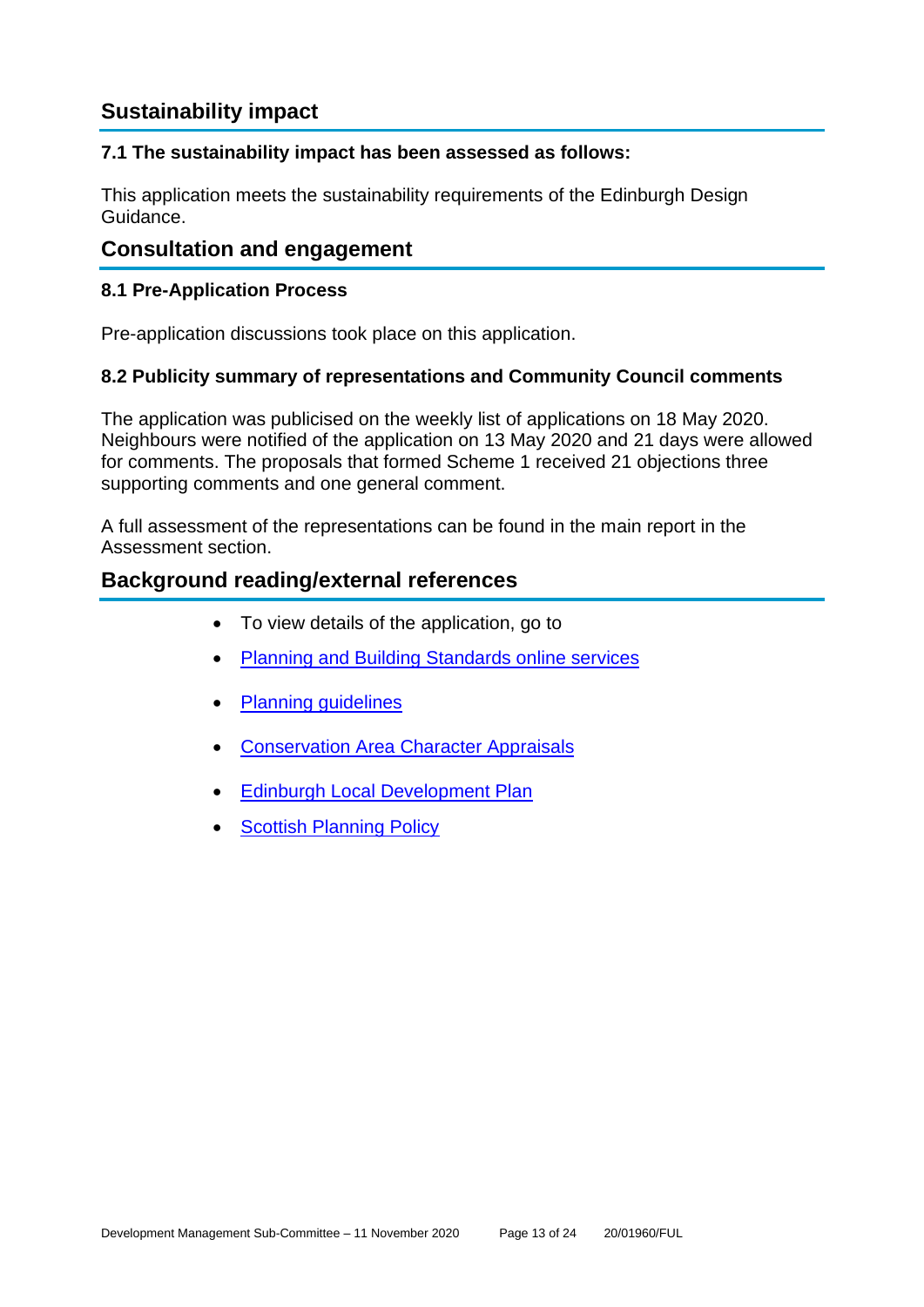## Sustainability impact

### 7.1 The sustainability impact has been assessed as follows:

This application meets the sustainability requirements of the Edinburgh Design Guidance.

## Consultation and engagement

### 8.1 Pre-Application Process

Pre-application discussions took place on this application.

### 8.2 Publicity summary of representations and Community Council comments

The application was publicised on the weekly list of applications on 18 May 2020. Neighbours were notified of the application on 13 May 2020 and 21 days were allowed for comments. The proposals that formed Scheme 1 received 21 objections three supporting comments and one general comment.

A full assessment of the representations can be found in the main report in the Assessment section.

## Background reading/external references

- To view details of the application, go to
- Planning and Building Standards online services
- Planning guidelines
- Conservation Area Character Appraisals
- Edinburgh Local Development Plan
- Scottish Planning Policy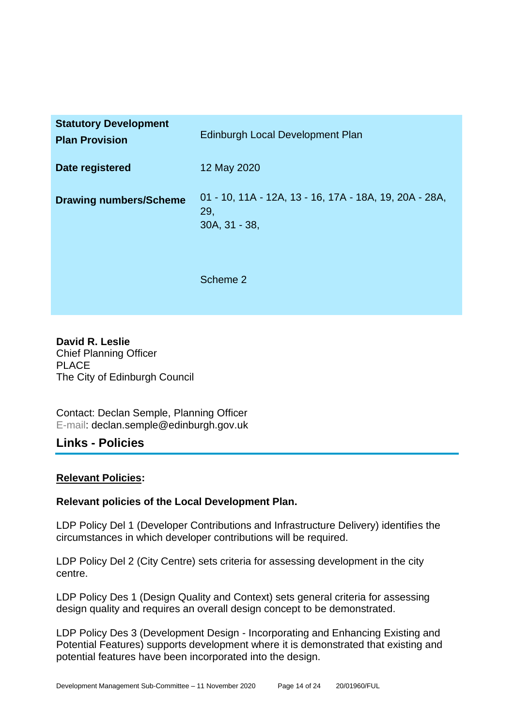| | |
|---|---|
| **Statutory Development Plan Provision** | Edinburgh Local Development Plan |
| **Date registered** | 12 May 2020 |
| **Drawing numbers/Scheme** | 01 - 10, 11A - 12A, 13 - 16, 17A - 18A, 19, 20A - 28A, 29, 30A, 31 - 38,<br><br>Scheme 2 |

**David R. Leslie**
Chief Planning Officer
PLACE
The City of Edinburgh Council

Contact: Declan Semple, Planning Officer
E-mail: declan.semple@edinburgh.gov.uk

## Links - Policies

**Relevant Policies:**

**Relevant policies of the Local Development Plan.**

LDP Policy Del 1 (Developer Contributions and Infrastructure Delivery) identifies the circumstances in which developer contributions will be required.

LDP Policy Del 2 (City Centre) sets criteria for assessing development in the city centre.

LDP Policy Des 1 (Design Quality and Context) sets general criteria for assessing design quality and requires an overall design concept to be demonstrated.

LDP Policy Des 3 (Development Design - Incorporating and Enhancing Existing and Potential Features) supports development where it is demonstrated that existing and potential features have been incorporated into the design.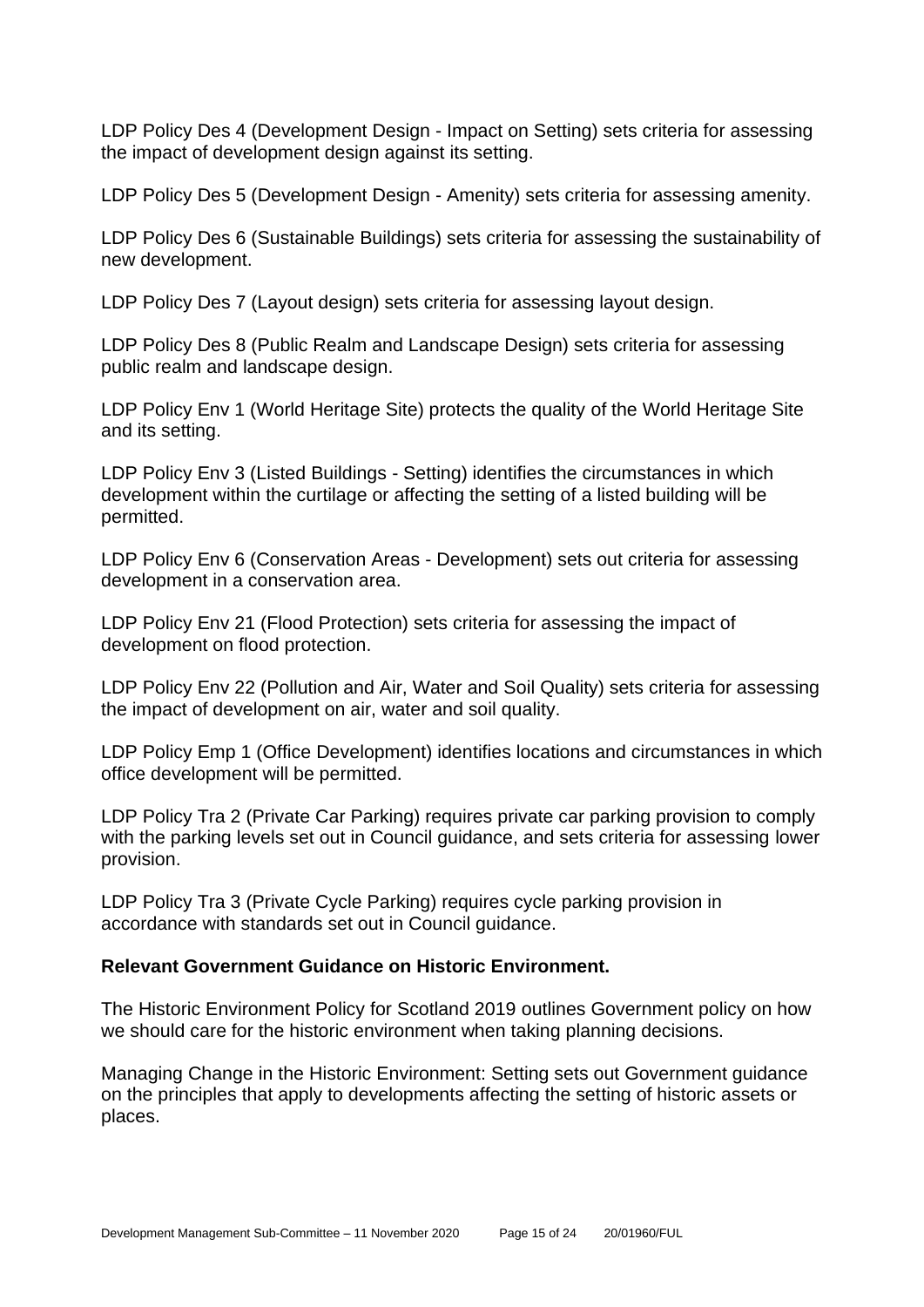LDP Policy Des 4 (Development Design - Impact on Setting) sets criteria for assessing the impact of development design against its setting.

LDP Policy Des 5 (Development Design - Amenity) sets criteria for assessing amenity.

LDP Policy Des 6 (Sustainable Buildings) sets criteria for assessing the sustainability of new development.

LDP Policy Des 7 (Layout design) sets criteria for assessing layout design.

LDP Policy Des 8 (Public Realm and Landscape Design) sets criteria for assessing public realm and landscape design.

LDP Policy Env 1 (World Heritage Site) protects the quality of the World Heritage Site and its setting.

LDP Policy Env 3 (Listed Buildings - Setting) identifies the circumstances in which development within the curtilage or affecting the setting of a listed building will be permitted.

LDP Policy Env 6 (Conservation Areas - Development) sets out criteria for assessing development in a conservation area.

LDP Policy Env 21 (Flood Protection) sets criteria for assessing the impact of development on flood protection.

LDP Policy Env 22 (Pollution and Air, Water and Soil Quality) sets criteria for assessing the impact of development on air, water and soil quality.

LDP Policy Emp 1 (Office Development) identifies locations and circumstances in which office development will be permitted.

LDP Policy Tra 2 (Private Car Parking) requires private car parking provision to comply with the parking levels set out in Council guidance, and sets criteria for assessing lower provision.

LDP Policy Tra 3 (Private Cycle Parking) requires cycle parking provision in accordance with standards set out in Council guidance.

**Relevant Government Guidance on Historic Environment.**

The Historic Environment Policy for Scotland 2019 outlines Government policy on how we should care for the historic environment when taking planning decisions.

Managing Change in the Historic Environment: Setting sets out Government guidance on the principles that apply to developments affecting the setting of historic assets or places.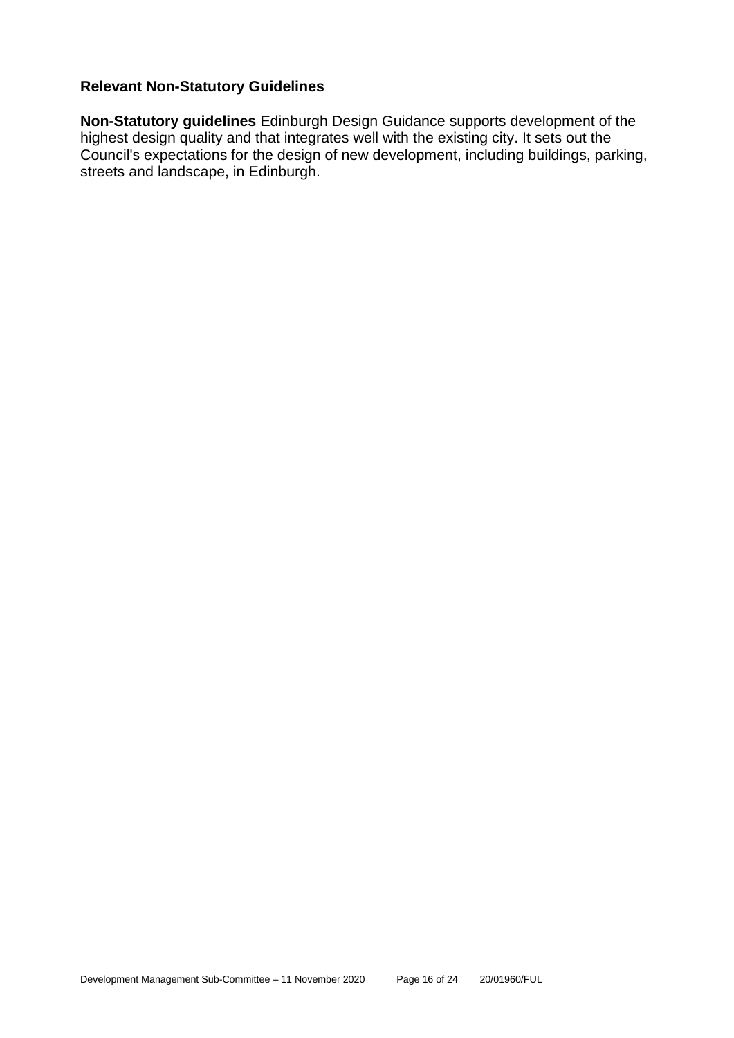### Relevant Non-Statutory Guidelines

**Non-Statutory guidelines** Edinburgh Design Guidance supports development of the highest design quality and that integrates well with the existing city. It sets out the Council's expectations for the design of new development, including buildings, parking, streets and landscape, in Edinburgh.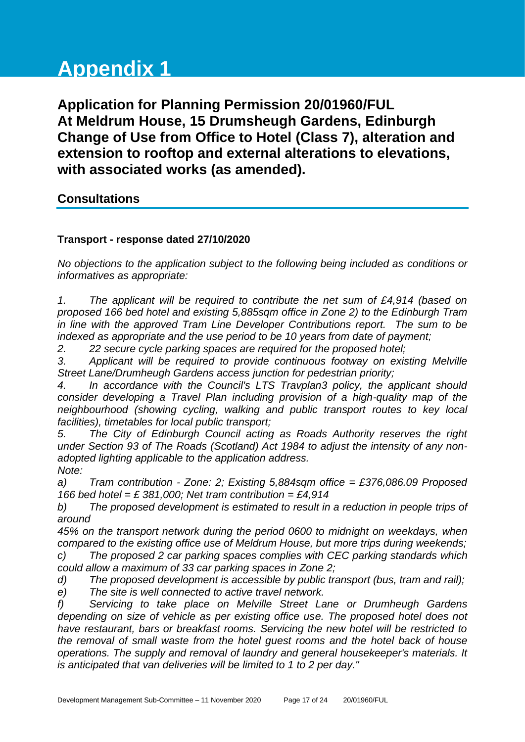# Appendix 1

## Application for Planning Permission 20/01960/FUL
## At Meldrum House, 15 Drumsheugh Gardens, Edinburgh
## Change of Use from Office to Hotel (Class 7), alteration and extension to rooftop and external alterations to elevations, with associated works (as amended).

### Consultations

**Transport - response dated 27/10/2020**

*No objections to the application subject to the following being included as conditions or informatives as appropriate:*

*1. The applicant will be required to contribute the net sum of £4,914 (based on proposed 166 bed hotel and existing 5,885sqm office in Zone 2) to the Edinburgh Tram in line with the approved Tram Line Developer Contributions report. The sum to be indexed as appropriate and the use period to be 10 years from date of payment;*

*2. 22 secure cycle parking spaces are required for the proposed hotel;*

*3. Applicant will be required to provide continuous footway on existing Melville Street Lane/Drumheugh Gardens access junction for pedestrian priority;*

*4. In accordance with the Council's LTS Travplan3 policy, the applicant should consider developing a Travel Plan including provision of a high-quality map of the neighbourhood (showing cycling, walking and public transport routes to key local facilities), timetables for local public transport;*

*5. The City of Edinburgh Council acting as Roads Authority reserves the right under Section 93 of The Roads (Scotland) Act 1984 to adjust the intensity of any non-adopted lighting applicable to the application address.*

*Note:*

*a) Tram contribution - Zone: 2; Existing 5,884sqm office = £376,086.09 Proposed 166 bed hotel = £ 381,000; Net tram contribution = £4,914*

*b) The proposed development is estimated to result in a reduction in people trips of around*
*45% on the transport network during the period 0600 to midnight on weekdays, when compared to the existing office use of Meldrum House, but more trips during weekends;*

*c) The proposed 2 car parking spaces complies with CEC parking standards which could allow a maximum of 33 car parking spaces in Zone 2;*

*d) The proposed development is accessible by public transport (bus, tram and rail);*

*e) The site is well connected to active travel network.*

*f) Servicing to take place on Melville Street Lane or Drumheugh Gardens depending on size of vehicle as per existing office use. The proposed hotel does not have restaurant, bars or breakfast rooms. Servicing the new hotel will be restricted to the removal of small waste from the hotel guest rooms and the hotel back of house operations. The supply and removal of laundry and general housekeeper's materials. It is anticipated that van deliveries will be limited to 1 to 2 per day."*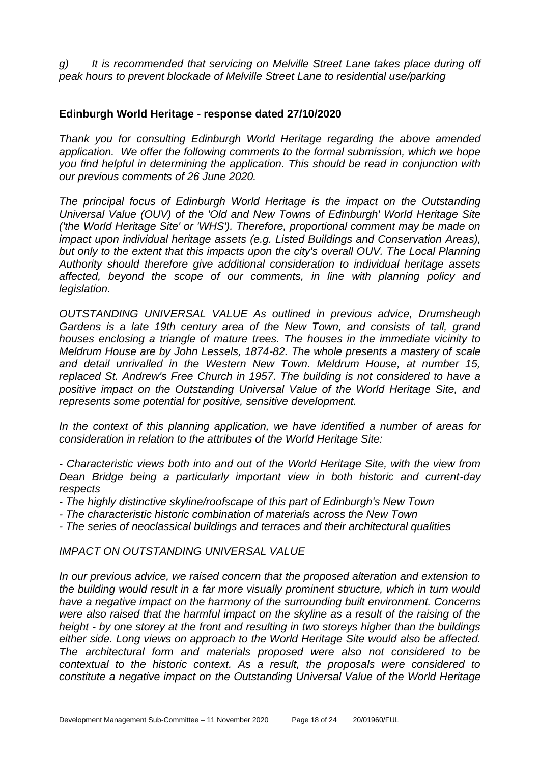*g) It is recommended that servicing on Melville Street Lane takes place during off peak hours to prevent blockade of Melville Street Lane to residential use/parking*

**Edinburgh World Heritage - response dated 27/10/2020**

*Thank you for consulting Edinburgh World Heritage regarding the above amended application. We offer the following comments to the formal submission, which we hope you find helpful in determining the application. This should be read in conjunction with our previous comments of 26 June 2020.*

*The principal focus of Edinburgh World Heritage is the impact on the Outstanding Universal Value (OUV) of the 'Old and New Towns of Edinburgh' World Heritage Site ('the World Heritage Site' or 'WHS'). Therefore, proportional comment may be made on impact upon individual heritage assets (e.g. Listed Buildings and Conservation Areas), but only to the extent that this impacts upon the city's overall OUV. The Local Planning Authority should therefore give additional consideration to individual heritage assets affected, beyond the scope of our comments, in line with planning policy and legislation.*

*OUTSTANDING UNIVERSAL VALUE As outlined in previous advice, Drumsheugh Gardens is a late 19th century area of the New Town, and consists of tall, grand houses enclosing a triangle of mature trees. The houses in the immediate vicinity to Meldrum House are by John Lessels, 1874-82. The whole presents a mastery of scale and detail unrivalled in the Western New Town. Meldrum House, at number 15, replaced St. Andrew's Free Church in 1957. The building is not considered to have a positive impact on the Outstanding Universal Value of the World Heritage Site, and represents some potential for positive, sensitive development.*

*In the context of this planning application, we have identified a number of areas for consideration in relation to the attributes of the World Heritage Site:*

*- Characteristic views both into and out of the World Heritage Site, with the view from Dean Bridge being a particularly important view in both historic and current-day respects*
*- The highly distinctive skyline/roofscape of this part of Edinburgh's New Town*
*- The characteristic historic combination of materials across the New Town*
*- The series of neoclassical buildings and terraces and their architectural qualities*

*IMPACT ON OUTSTANDING UNIVERSAL VALUE*

*In our previous advice, we raised concern that the proposed alteration and extension to the building would result in a far more visually prominent structure, which in turn would have a negative impact on the harmony of the surrounding built environment. Concerns were also raised that the harmful impact on the skyline as a result of the raising of the height - by one storey at the front and resulting in two storeys higher than the buildings either side. Long views on approach to the World Heritage Site would also be affected. The architectural form and materials proposed were also not considered to be contextual to the historic context. As a result, the proposals were considered to constitute a negative impact on the Outstanding Universal Value of the World Heritage*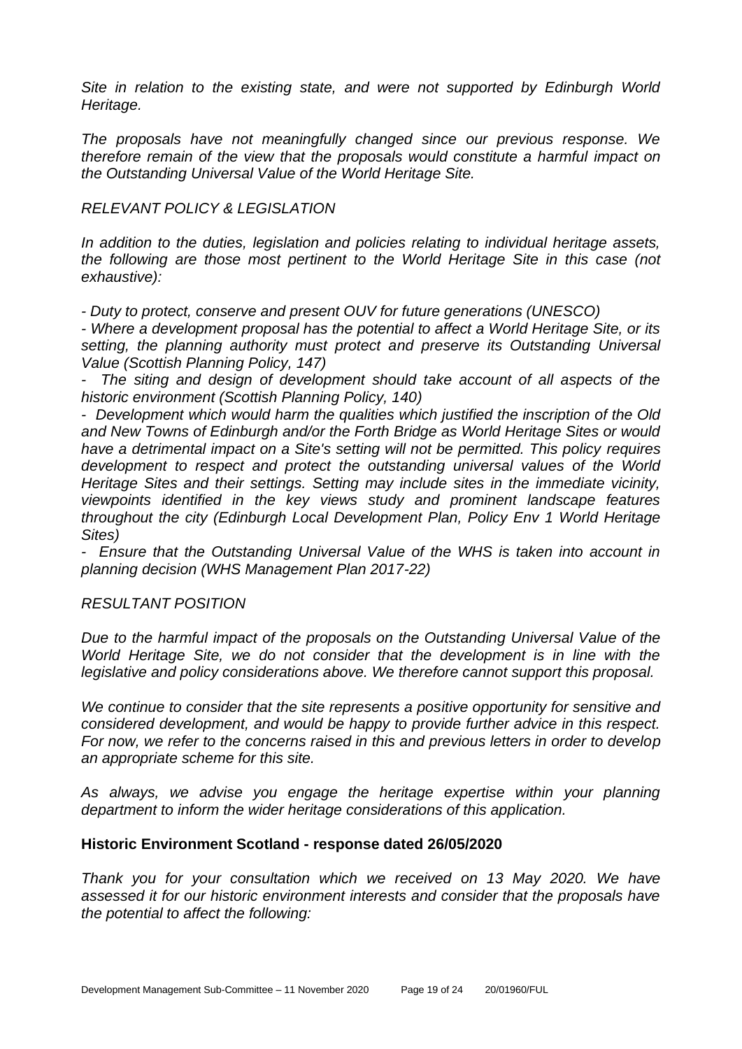*Site in relation to the existing state, and were not supported by Edinburgh World Heritage.*

*The proposals have not meaningfully changed since our previous response. We therefore remain of the view that the proposals would constitute a harmful impact on the Outstanding Universal Value of the World Heritage Site.*

*RELEVANT POLICY & LEGISLATION*

*In addition to the duties, legislation and policies relating to individual heritage assets, the following are those most pertinent to the World Heritage Site in this case (not exhaustive):*

*- Duty to protect, conserve and present OUV for future generations (UNESCO)*

*- Where a development proposal has the potential to affect a World Heritage Site, or its setting, the planning authority must protect and preserve its Outstanding Universal Value (Scottish Planning Policy, 147)*

*- The siting and design of development should take account of all aspects of the historic environment (Scottish Planning Policy, 140)*

*- Development which would harm the qualities which justified the inscription of the Old and New Towns of Edinburgh and/or the Forth Bridge as World Heritage Sites or would have a detrimental impact on a Site's setting will not be permitted. This policy requires development to respect and protect the outstanding universal values of the World Heritage Sites and their settings. Setting may include sites in the immediate vicinity, viewpoints identified in the key views study and prominent landscape features throughout the city (Edinburgh Local Development Plan, Policy Env 1 World Heritage Sites)*

*- Ensure that the Outstanding Universal Value of the WHS is taken into account in planning decision (WHS Management Plan 2017-22)*

*RESULTANT POSITION*

*Due to the harmful impact of the proposals on the Outstanding Universal Value of the World Heritage Site, we do not consider that the development is in line with the legislative and policy considerations above. We therefore cannot support this proposal.*

*We continue to consider that the site represents a positive opportunity for sensitive and considered development, and would be happy to provide further advice in this respect. For now, we refer to the concerns raised in this and previous letters in order to develop an appropriate scheme for this site.*

*As always, we advise you engage the heritage expertise within your planning department to inform the wider heritage considerations of this application.*

**Historic Environment Scotland - response dated 26/05/2020**

*Thank you for your consultation which we received on 13 May 2020. We have assessed it for our historic environment interests and consider that the proposals have the potential to affect the following:*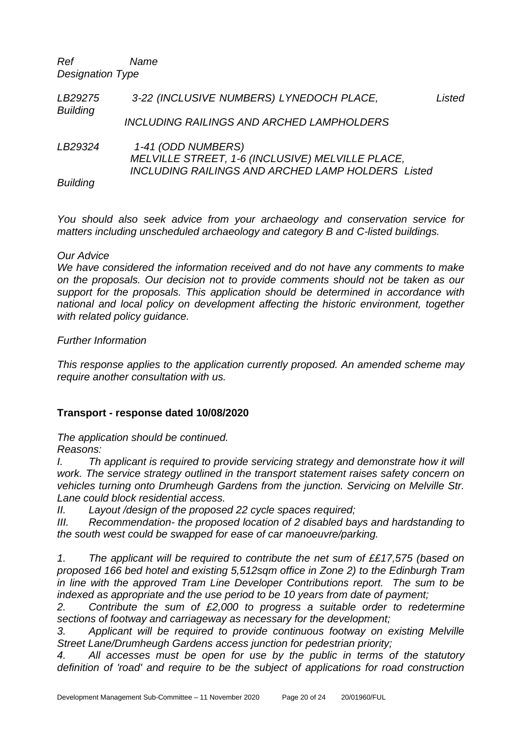*Ref Name Designation Type*

| Ref | Name | Designation Type |
|---|---|---|
| *LB29275* | *3-22 (INCLUSIVE NUMBERS) LYNEDOCH PLACE, INCLUDING RAILINGS AND ARCHED LAMPHOLDERS* | *Listed Building* |
| *LB29324* | *1-41 (ODD NUMBERS) MELVILLE STREET, 1-6 (INCLUSIVE) MELVILLE PLACE, INCLUDING RAILINGS AND ARCHED LAMP HOLDERS* | *Listed Building* |

*You should also seek advice from your archaeology and conservation service for matters including unscheduled archaeology and category B and C-listed buildings.*

*Our Advice*

*We have considered the information received and do not have any comments to make on the proposals. Our decision not to provide comments should not be taken as our support for the proposals. This application should be determined in accordance with national and local policy on development affecting the historic environment, together with related policy guidance.*

*Further Information*

*This response applies to the application currently proposed. An amended scheme may require another consultation with us.*

**Transport - response dated 10/08/2020**

*The application should be continued.*

*Reasons:*

*I. Th applicant is required to provide servicing strategy and demonstrate how it will work. The service strategy outlined in the transport statement raises safety concern on vehicles turning onto Drumheugh Gardens from the junction. Servicing on Melville Str. Lane could block residential access.*

*II. Layout /design of the proposed 22 cycle spaces required;*

*III. Recommendation- the proposed location of 2 disabled bays and hardstanding to the south west could be swapped for ease of car manoeuvre/parking.*

*1. The applicant will be required to contribute the net sum of ££17,575 (based on proposed 166 bed hotel and existing 5,512sqm office in Zone 2) to the Edinburgh Tram in line with the approved Tram Line Developer Contributions report. The sum to be indexed as appropriate and the use period to be 10 years from date of payment;*

*2. Contribute the sum of £2,000 to progress a suitable order to redetermine sections of footway and carriageway as necessary for the development;*

*3. Applicant will be required to provide continuous footway on existing Melville Street Lane/Drumheugh Gardens access junction for pedestrian priority;*

*4. All accesses must be open for use by the public in terms of the statutory definition of 'road' and require to be the subject of applications for road construction*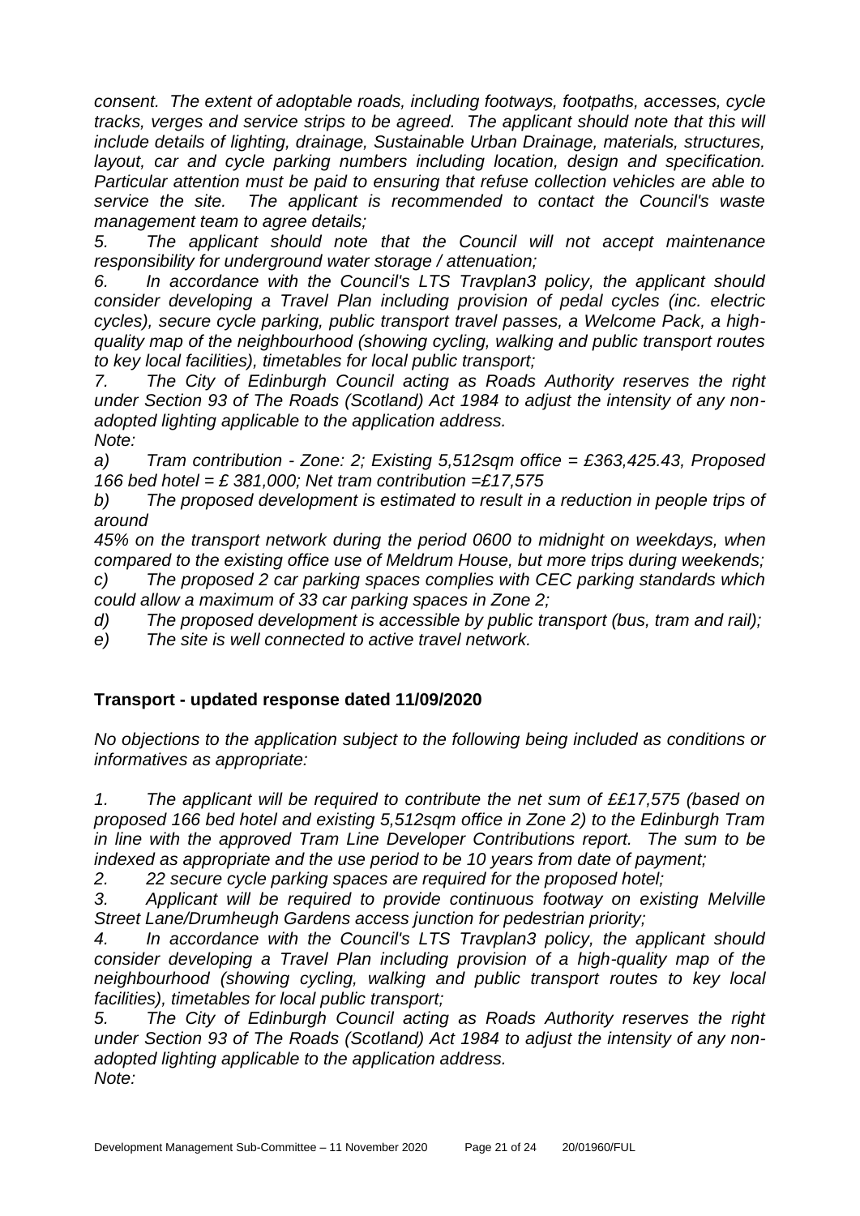*consent. The extent of adoptable roads, including footways, footpaths, accesses, cycle tracks, verges and service strips to be agreed. The applicant should note that this will include details of lighting, drainage, Sustainable Urban Drainage, materials, structures, layout, car and cycle parking numbers including location, design and specification. Particular attention must be paid to ensuring that refuse collection vehicles are able to service the site. The applicant is recommended to contact the Council's waste management team to agree details;*

*5. The applicant should note that the Council will not accept maintenance responsibility for underground water storage / attenuation;*

*6. In accordance with the Council's LTS Travplan3 policy, the applicant should consider developing a Travel Plan including provision of pedal cycles (inc. electric cycles), secure cycle parking, public transport travel passes, a Welcome Pack, a high-quality map of the neighbourhood (showing cycling, walking and public transport routes to key local facilities), timetables for local public transport;*

*7. The City of Edinburgh Council acting as Roads Authority reserves the right under Section 93 of The Roads (Scotland) Act 1984 to adjust the intensity of any non-adopted lighting applicable to the application address.*

*Note:*

*a) Tram contribution - Zone: 2; Existing 5,512sqm office = £363,425.43, Proposed 166 bed hotel = £ 381,000; Net tram contribution =£17,575*

*b) The proposed development is estimated to result in a reduction in people trips of around 45% on the transport network during the period 0600 to midnight on weekdays, when compared to the existing office use of Meldrum House, but more trips during weekends;*

*c) The proposed 2 car parking spaces complies with CEC parking standards which could allow a maximum of 33 car parking spaces in Zone 2;*

*d) The proposed development is accessible by public transport (bus, tram and rail);*

*e) The site is well connected to active travel network.*

**Transport - updated response dated 11/09/2020**

*No objections to the application subject to the following being included as conditions or informatives as appropriate:*

*1. The applicant will be required to contribute the net sum of ££17,575 (based on proposed 166 bed hotel and existing 5,512sqm office in Zone 2) to the Edinburgh Tram in line with the approved Tram Line Developer Contributions report. The sum to be indexed as appropriate and the use period to be 10 years from date of payment;*

*2. 22 secure cycle parking spaces are required for the proposed hotel;*

*3. Applicant will be required to provide continuous footway on existing Melville Street Lane/Drumheugh Gardens access junction for pedestrian priority;*

*4. In accordance with the Council's LTS Travplan3 policy, the applicant should consider developing a Travel Plan including provision of a high-quality map of the neighbourhood (showing cycling, walking and public transport routes to key local facilities), timetables for local public transport;*

*5. The City of Edinburgh Council acting as Roads Authority reserves the right under Section 93 of The Roads (Scotland) Act 1984 to adjust the intensity of any non-adopted lighting applicable to the application address.*

*Note:*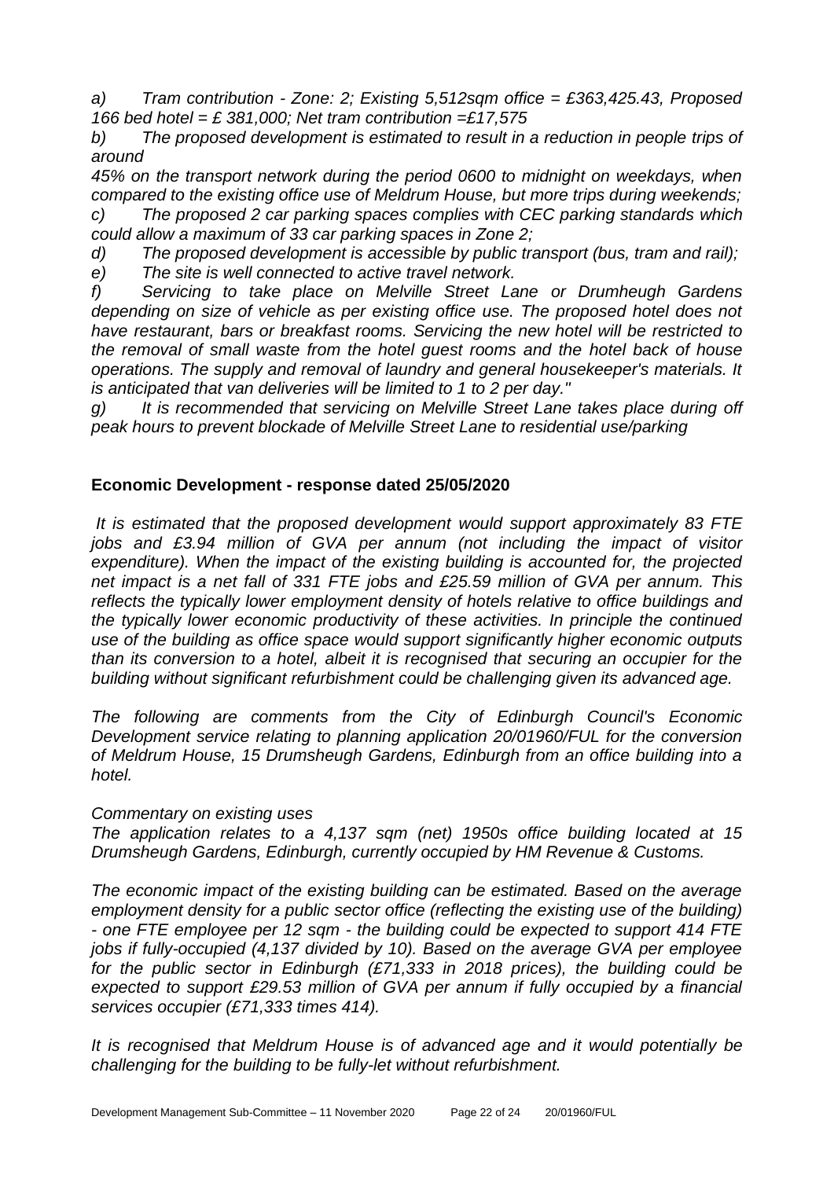*a) Tram contribution - Zone: 2; Existing 5,512sqm office = £363,425.43, Proposed 166 bed hotel = £ 381,000; Net tram contribution =£17,575*

*b) The proposed development is estimated to result in a reduction in people trips of around 45% on the transport network during the period 0600 to midnight on weekdays, when compared to the existing office use of Meldrum House, but more trips during weekends;*

*c) The proposed 2 car parking spaces complies with CEC parking standards which could allow a maximum of 33 car parking spaces in Zone 2;*

*d) The proposed development is accessible by public transport (bus, tram and rail);*

*e) The site is well connected to active travel network.*

*f) Servicing to take place on Melville Street Lane or Drumheugh Gardens depending on size of vehicle as per existing office use. The proposed hotel does not have restaurant, bars or breakfast rooms. Servicing the new hotel will be restricted to the removal of small waste from the hotel guest rooms and the hotel back of house operations. The supply and removal of laundry and general housekeeper's materials. It is anticipated that van deliveries will be limited to 1 to 2 per day."*

*g) It is recommended that servicing on Melville Street Lane takes place during off peak hours to prevent blockade of Melville Street Lane to residential use/parking*

**Economic Development - response dated 25/05/2020**

*It is estimated that the proposed development would support approximately 83 FTE jobs and £3.94 million of GVA per annum (not including the impact of visitor expenditure). When the impact of the existing building is accounted for, the projected net impact is a net fall of 331 FTE jobs and £25.59 million of GVA per annum. This reflects the typically lower employment density of hotels relative to office buildings and the typically lower economic productivity of these activities. In principle the continued use of the building as office space would support significantly higher economic outputs than its conversion to a hotel, albeit it is recognised that securing an occupier for the building without significant refurbishment could be challenging given its advanced age.*

*The following are comments from the City of Edinburgh Council's Economic Development service relating to planning application 20/01960/FUL for the conversion of Meldrum House, 15 Drumsheugh Gardens, Edinburgh from an office building into a hotel.*

*Commentary on existing uses*

*The application relates to a 4,137 sqm (net) 1950s office building located at 15 Drumsheugh Gardens, Edinburgh, currently occupied by HM Revenue & Customs.*

*The economic impact of the existing building can be estimated. Based on the average employment density for a public sector office (reflecting the existing use of the building) - one FTE employee per 12 sqm - the building could be expected to support 414 FTE jobs if fully-occupied (4,137 divided by 10). Based on the average GVA per employee for the public sector in Edinburgh (£71,333 in 2018 prices), the building could be expected to support £29.53 million of GVA per annum if fully occupied by a financial services occupier (£71,333 times 414).*

*It is recognised that Meldrum House is of advanced age and it would potentially be challenging for the building to be fully-let without refurbishment.*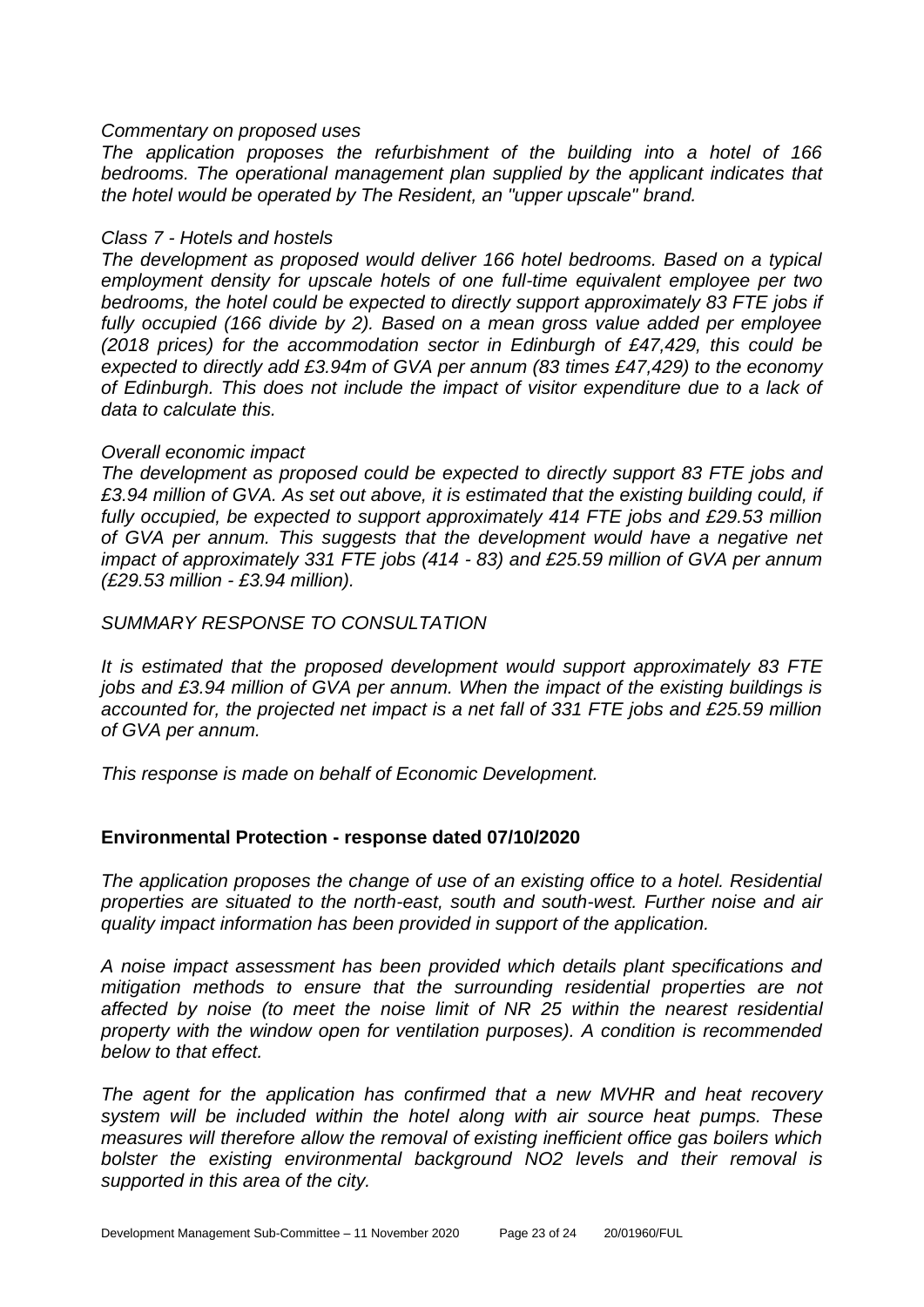*Commentary on proposed uses*

*The application proposes the refurbishment of the building into a hotel of 166 bedrooms. The operational management plan supplied by the applicant indicates that the hotel would be operated by The Resident, an "upper upscale" brand.*

*Class 7 - Hotels and hostels*

*The development as proposed would deliver 166 hotel bedrooms. Based on a typical employment density for upscale hotels of one full-time equivalent employee per two bedrooms, the hotel could be expected to directly support approximately 83 FTE jobs if fully occupied (166 divide by 2). Based on a mean gross value added per employee (2018 prices) for the accommodation sector in Edinburgh of £47,429, this could be expected to directly add £3.94m of GVA per annum (83 times £47,429) to the economy of Edinburgh. This does not include the impact of visitor expenditure due to a lack of data to calculate this.*

*Overall economic impact*

*The development as proposed could be expected to directly support 83 FTE jobs and £3.94 million of GVA. As set out above, it is estimated that the existing building could, if fully occupied, be expected to support approximately 414 FTE jobs and £29.53 million of GVA per annum. This suggests that the development would have a negative net impact of approximately 331 FTE jobs (414 - 83) and £25.59 million of GVA per annum (£29.53 million - £3.94 million).*

*SUMMARY RESPONSE TO CONSULTATION*

*It is estimated that the proposed development would support approximately 83 FTE jobs and £3.94 million of GVA per annum. When the impact of the existing buildings is accounted for, the projected net impact is a net fall of 331 FTE jobs and £25.59 million of GVA per annum.*

*This response is made on behalf of Economic Development.*

**Environmental Protection - response dated 07/10/2020**

*The application proposes the change of use of an existing office to a hotel. Residential properties are situated to the north-east, south and south-west. Further noise and air quality impact information has been provided in support of the application.*

*A noise impact assessment has been provided which details plant specifications and mitigation methods to ensure that the surrounding residential properties are not affected by noise (to meet the noise limit of NR 25 within the nearest residential property with the window open for ventilation purposes). A condition is recommended below to that effect.*

*The agent for the application has confirmed that a new MVHR and heat recovery system will be included within the hotel along with air source heat pumps. These measures will therefore allow the removal of existing inefficient office gas boilers which bolster the existing environmental background $NO_2$ levels and their removal is supported in this area of the city.*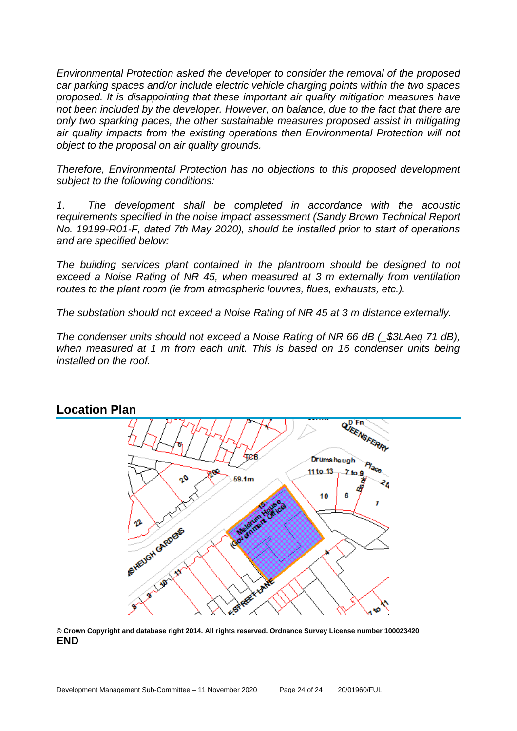*Environmental Protection asked the developer to consider the removal of the proposed car parking spaces and/or include electric vehicle charging points within the two spaces proposed. It is disappointing that these important air quality mitigation measures have not been included by the developer. However, on balance, due to the fact that there are only two sparking paces, the other sustainable measures proposed assist in mitigating air quality impacts from the existing operations then Environmental Protection will not object to the proposal on air quality grounds.*

*Therefore, Environmental Protection has no objections to this proposed development subject to the following conditions:*

*1. The development shall be completed in accordance with the acoustic requirements specified in the noise impact assessment (Sandy Brown Technical Report No. 19199-R01-F, dated 7th May 2020), should be installed prior to start of operations and are specified below:*

*The building services plant contained in the plantroom should be designed to not exceed a Noise Rating of NR 45, when measured at 3 m externally from ventilation routes to the plant room (ie from atmospheric louvres, flues, exhausts, etc.).*

*The substation should not exceed a Noise Rating of NR 45 at 3 m distance externally.*

*The condenser units should not exceed a Noise Rating of NR 66 dB (_$3LAeq 71 dB), when measured at 1 m from each unit. This is based on 16 condenser units being installed on the roof.*

## Location Plan

D Fn
QUEENSFERRY
Place
TCB
Drumsheugh
11 to 13
7 to 9
59.1m
20
20c
6
10
6
Bank
1
22
15
Meldrum House
(Government Office)
4
DRUMSHEUGH GARDENS
8
9
10
11
E STREET LANE
1 to 11

**© Crown Copyright and database right 2014. All rights reserved. Ordnance Survey License number 100023420**

**END**